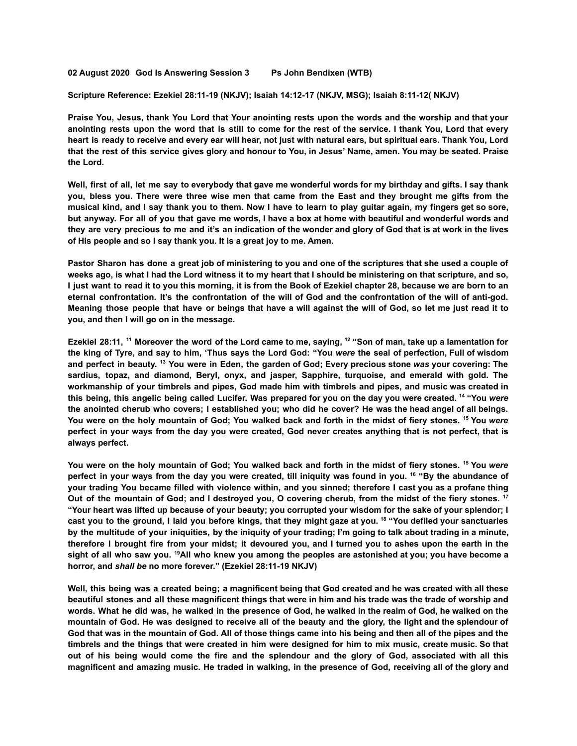**02 August 2020 God Is Answering Session 3 Ps John Bendixen (WTB)**

**Scripture Reference: Ezekiel 28:11-19 (NKJV); Isaiah 14:12-17 (NKJV, MSG); Isaiah 8:11-12( NKJV)**

**Praise You, Jesus, thank You Lord that Your anointing rests upon the words and the worship and that your anointing rests upon the word that is still to come for the rest of the service. I thank You, Lord that every heart is ready to receive and every ear will hear, not just with natural ears, but spiritual ears. Thank You, Lord that the rest of this service gives glory and honour to You, in Jesus' Name, amen. You may be seated. Praise the Lord.**

**Well, first of all, let me say to everybody that gave me wonderful words for my birthday and gifts. I say thank you, bless you. There were three wise men that came from the East and they brought me gifts from the musical kind, and I say thank you to them. Now I have to learn to play guitar again, my fingers get so sore, but anyway. For all of you that gave me words, I have a box at home with beautiful and wonderful words and they are very precious to me and it's an indication of the wonder and glory of God that is at work in the lives of His people and so I say thank you. It is a great joy to me. Amen.**

**Pastor Sharon has done a great job of ministering to you and one of the scriptures that she used a couple of weeks ago, is what I had the Lord witness it to my heart that I should be ministering on that scripture, and so, I just want to read it to you this morning, it is from the Book of Ezekiel chapter 28, because we are born to an eternal confrontation. It's the confrontation of the will of God and the confrontation of the will of anti-god. Meaning those people that have or beings that have a will against the will of God, so let me just read it to you, and then I will go on in the message.**

**Ezekiel 28:11, [11] Moreover the word of the Lord came to me, saying, [12] "Son of man, take up a lamentation for the king of Tyre, and say to him, 'Thus says the Lord God: "You *were* the seal of perfection, Full of wisdom and perfect in beauty. [13] You were in Eden, the garden of God; Every precious stone *was* your covering: The sardius, topaz, and diamond, Beryl, onyx, and jasper, Sapphire, turquoise, and emerald with gold. The workmanship of your timbrels and pipes, God made him with timbrels and pipes, and music was created in this being, this angelic being called Lucifer. Was prepared for you on the day you were created. [14] "You *were* the anointed cherub who covers; I established you; who did he cover? He was the head angel of all beings. You were on the holy mountain of God; You walked back and forth in the midst of fiery stones. [15] You *were* perfect in your ways from the day you were created, God never creates anything that is not perfect, that is always perfect.**

**You were on the holy mountain of God; You walked back and forth in the midst of fiery stones. [15] You *were* perfect in your ways from the day you were created, till iniquity was found in you. [16] "By the abundance of your trading You became filled with violence within, and you sinned; therefore I cast you as a profane thing Out of the mountain of God; and I destroyed you, O covering cherub, from the midst of the fiery stones. [17] "Your heart was lifted up because of your beauty; you corrupted your wisdom for the sake of your splendor; I cast you to the ground, I laid you before kings, that they might gaze at you. [18] "You defiled your sanctuaries by the multitude of your iniquities, by the iniquity of your trading; I'm going to talk about trading in a minute, therefore I brought fire from your midst; it devoured you, and I turned you to ashes upon the earth in the sight of all who saw you. [19]All who knew you among the peoples are astonished at you; you have become a horror, and *shall be* no more forever." (Ezekiel 28:11-19 NKJV)**

**Well, this being was a created being; a magnificent being that God created and he was created with all these beautiful stones and all these magnificent things that were in him and his trade was the trade of worship and words. What he did was, he walked in the presence of God, he walked in the realm of God, he walked on the mountain of God. He was designed to receive all of the beauty and the glory, the light and the splendour of God that was in the mountain of God. All of those things came into his being and then all of the pipes and the timbrels and the things that were created in him were designed for him to mix music, create music. So that out of his being would come the fire and the splendour and the glory of God, associated with all this magnificent and amazing music. He traded in walking, in the presence of God, receiving all of the glory and**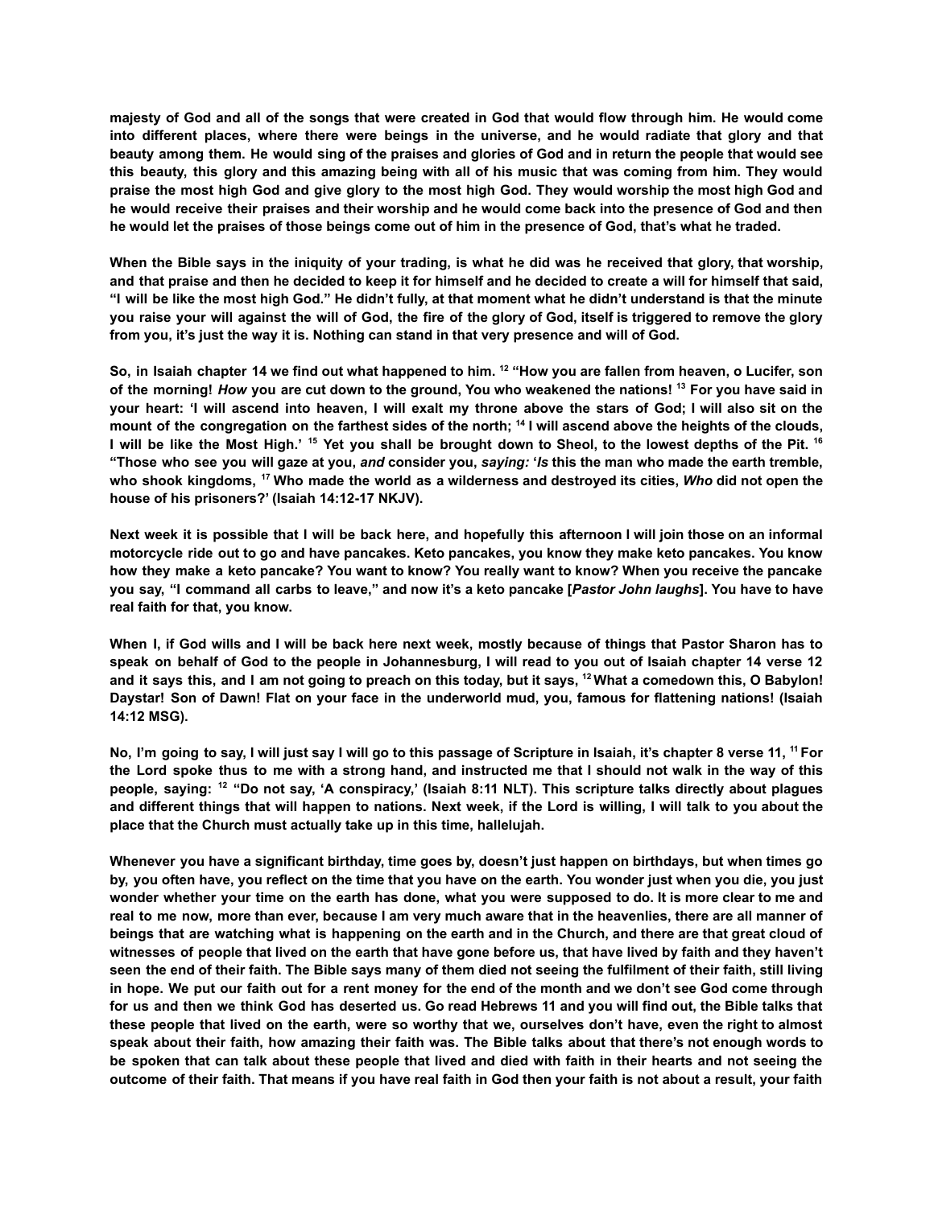**majesty of God and all of the songs that were created in God that would flow through him. He would come into different places, where there were beings in the universe, and he would radiate that glory and that beauty among them. He would sing of the praises and glories of God and in return the people that would see this beauty, this glory and this amazing being with all of his music that was coming from him. They would praise the most high God and give glory to the most high God. They would worship the most high God and he would receive their praises and their worship and he would come back into the presence of God and then he would let the praises of those beings come out of him in the presence of God, that's what he traded.**

**When the Bible says in the iniquity of your trading, is what he did was he received that glory, that worship, and that praise and then he decided to keep it for himself and he decided to create a will for himself that said, "I will be like the most high God." He didn't fully, at that moment what he didn't understand is that the minute you raise your will against the will of God, the fire of the glory of God, itself is triggered to remove the glory from you, it's just the way it is. Nothing can stand in that very presence and will of God.**

**So, in Isaiah chapter 14 we find out what happened to him. [12] "How you are fallen from heaven, o Lucifer, son of the morning! *How* you are cut down to the ground, You who weakened the nations! [13] For you have said in your heart: 'I will ascend into heaven, I will exalt my throne above the stars of God; I will also sit on the mount of the congregation on the farthest sides of the north; [14] I will ascend above the heights of the clouds, I will be like the Most High.' [15] Yet you shall be brought down to Sheol, to the lowest depths of the Pit. [16] "Those who see you will gaze at you, *and* consider you, *saying:* '*Is* this the man who made the earth tremble, who shook kingdoms, [17] Who made the world as a wilderness and destroyed its cities, *Who* did not open the house of his prisoners?' (Isaiah 14:12-17 NKJV).**

**Next week it is possible that I will be back here, and hopefully this afternoon I will join those on an informal motorcycle ride out to go and have pancakes. Keto pancakes, you know they make keto pancakes. You know how they make a keto pancake? You want to know? You really want to know? When you receive the pancake you say, "I command all carbs to leave," and now it's a keto pancake [*Pastor John laughs*]. You have to have real faith for that, you know.**

**When I, if God wills and I will be back here next week, mostly because of things that Pastor Sharon has to speak on behalf of God to the people in Johannesburg, I will read to you out of Isaiah chapter 14 verse 12 and it says this, and I am not going to preach on this today, but it says, [12] What a comedown this, O Babylon! Daystar! Son of Dawn! Flat on your face in the underworld mud, you, famous for flattening nations! (Isaiah 14:12 MSG).**

**No, I'm going to say, I will just say I will go to this passage of Scripture in Isaiah, it's chapter 8 verse 11, [11] For the Lord spoke thus to me with a strong hand, and instructed me that I should not walk in the way of this people, saying: [12] "Do not say, 'A conspiracy,' (Isaiah 8:11 NLT). This scripture talks directly about plagues and different things that will happen to nations. Next week, if the Lord is willing, I will talk to you about the place that the Church must actually take up in this time, hallelujah.**

**Whenever you have a significant birthday, time goes by, doesn't just happen on birthdays, but when times go by, you often have, you reflect on the time that you have on the earth. You wonder just when you die, you just wonder whether your time on the earth has done, what you were supposed to do. It is more clear to me and real to me now, more than ever, because I am very much aware that in the heavenlies, there are all manner of beings that are watching what is happening on the earth and in the Church, and there are that great cloud of witnesses of people that lived on the earth that have gone before us, that have lived by faith and they haven't seen the end of their faith. The Bible says many of them died not seeing the fulfilment of their faith, still living in hope. We put our faith out for a rent money for the end of the month and we don't see God come through for us and then we think God has deserted us. Go read Hebrews 11 and you will find out, the Bible talks that these people that lived on the earth, were so worthy that we, ourselves don't have, even the right to almost speak about their faith, how amazing their faith was. The Bible talks about that there's not enough words to be spoken that can talk about these people that lived and died with faith in their hearts and not seeing the outcome of their faith. That means if you have real faith in God then your faith is not about a result, your faith**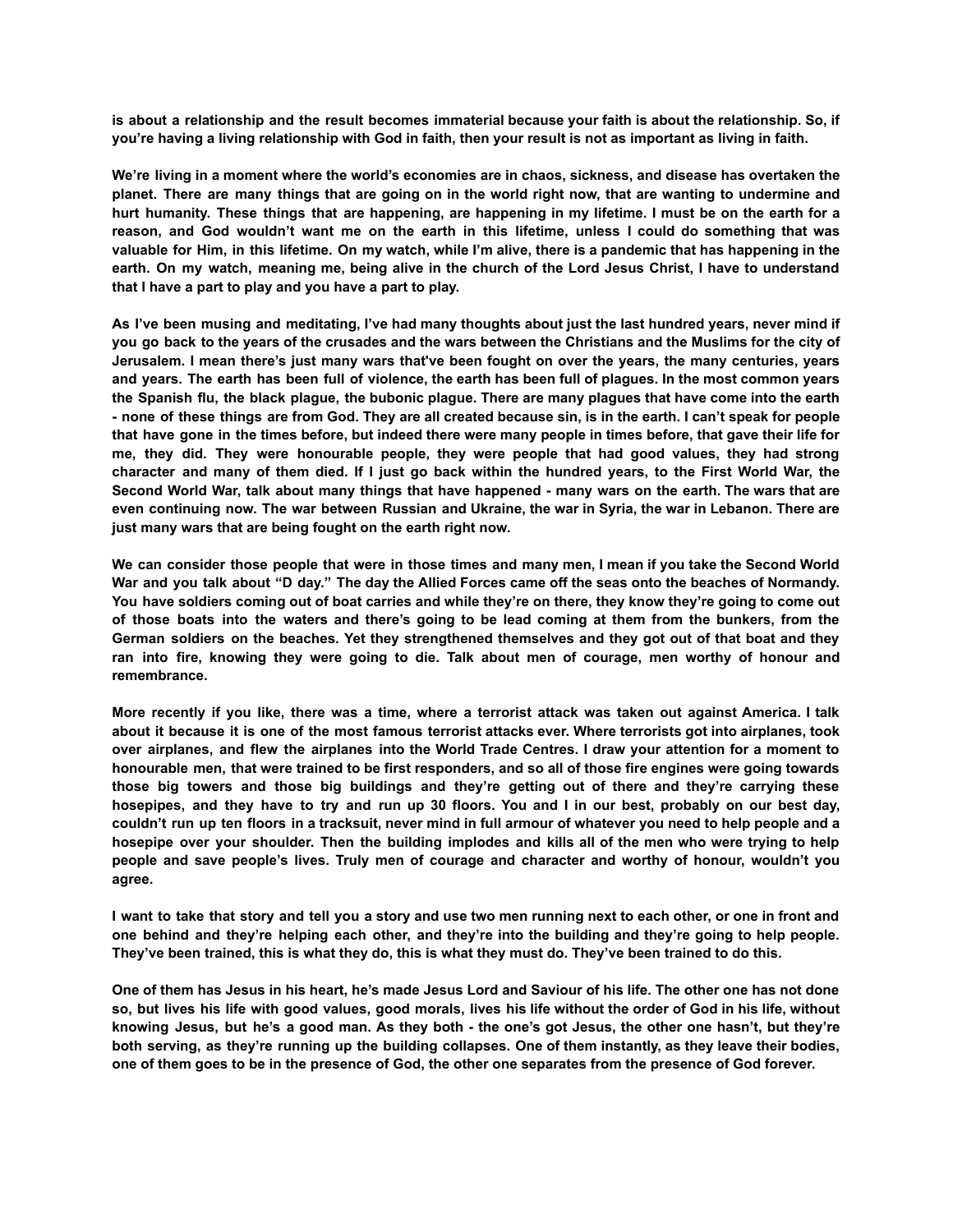**is about a relationship and the result becomes immaterial because your faith is about the relationship. So, if you're having a living relationship with God in faith, then your result is not as important as living in faith.**

**We're living in a moment where the world's economies are in chaos, sickness, and disease has overtaken the planet. There are many things that are going on in the world right now, that are wanting to undermine and hurt humanity. These things that are happening, are happening in my lifetime. I must be on the earth for a reason, and God wouldn't want me on the earth in this lifetime, unless I could do something that was valuable for Him, in this lifetime. On my watch, while I'm alive, there is a pandemic that has happening in the earth. On my watch, meaning me, being alive in the church of the Lord Jesus Christ, I have to understand that I have a part to play and you have a part to play.**

**As I've been musing and meditating, I've had many thoughts about just the last hundred years, never mind if you go back to the years of the crusades and the wars between the Christians and the Muslims for the city of Jerusalem. I mean there's just many wars that've been fought on over the years, the many centuries, years and years. The earth has been full of violence, the earth has been full of plagues. In the most common years the Spanish flu, the black plague, the bubonic plague. There are many plagues that have come into the earth - none of these things are from God. They are all created because sin, is in the earth. I can't speak for people that have gone in the times before, but indeed there were many people in times before, that gave their life for me, they did. They were honourable people, they were people that had good values, they had strong character and many of them died. If I just go back within the hundred years, to the First World War, the Second World War, talk about many things that have happened - many wars on the earth. The wars that are even continuing now. The war between Russian and Ukraine, the war in Syria, the war in Lebanon. There are just many wars that are being fought on the earth right now.**

**We can consider those people that were in those times and many men, I mean if you take the Second World War and you talk about "D day." The day the Allied Forces came off the seas onto the beaches of Normandy. You have soldiers coming out of boat carries and while they're on there, they know they're going to come out of those boats into the waters and there's going to be lead coming at them from the bunkers, from the German soldiers on the beaches. Yet they strengthened themselves and they got out of that boat and they ran into fire, knowing they were going to die. Talk about men of courage, men worthy of honour and remembrance.**

**More recently if you like, there was a time, where a terrorist attack was taken out against America. I talk about it because it is one of the most famous terrorist attacks ever. Where terrorists got into airplanes, took over airplanes, and flew the airplanes into the World Trade Centres. I draw your attention for a moment to honourable men, that were trained to be first responders, and so all of those fire engines were going towards those big towers and those big buildings and they're getting out of there and they're carrying these hosepipes, and they have to try and run up 30 floors. You and I in our best, probably on our best day, couldn't run up ten floors in a tracksuit, never mind in full armour of whatever you need to help people and a hosepipe over your shoulder. Then the building implodes and kills all of the men who were trying to help people and save people's lives. Truly men of courage and character and worthy of honour, wouldn't you agree.**

**I want to take that story and tell you a story and use two men running next to each other, or one in front and one behind and they're helping each other, and they're into the building and they're going to help people. They've been trained, this is what they do, this is what they must do. They've been trained to do this.**

**One of them has Jesus in his heart, he's made Jesus Lord and Saviour of his life. The other one has not done so, but lives his life with good values, good morals, lives his life without the order of God in his life, without knowing Jesus, but he's a good man. As they both - the one's got Jesus, the other one hasn't, but they're both serving, as they're running up the building collapses. One of them instantly, as they leave their bodies, one of them goes to be in the presence of God, the other one separates from the presence of God forever.**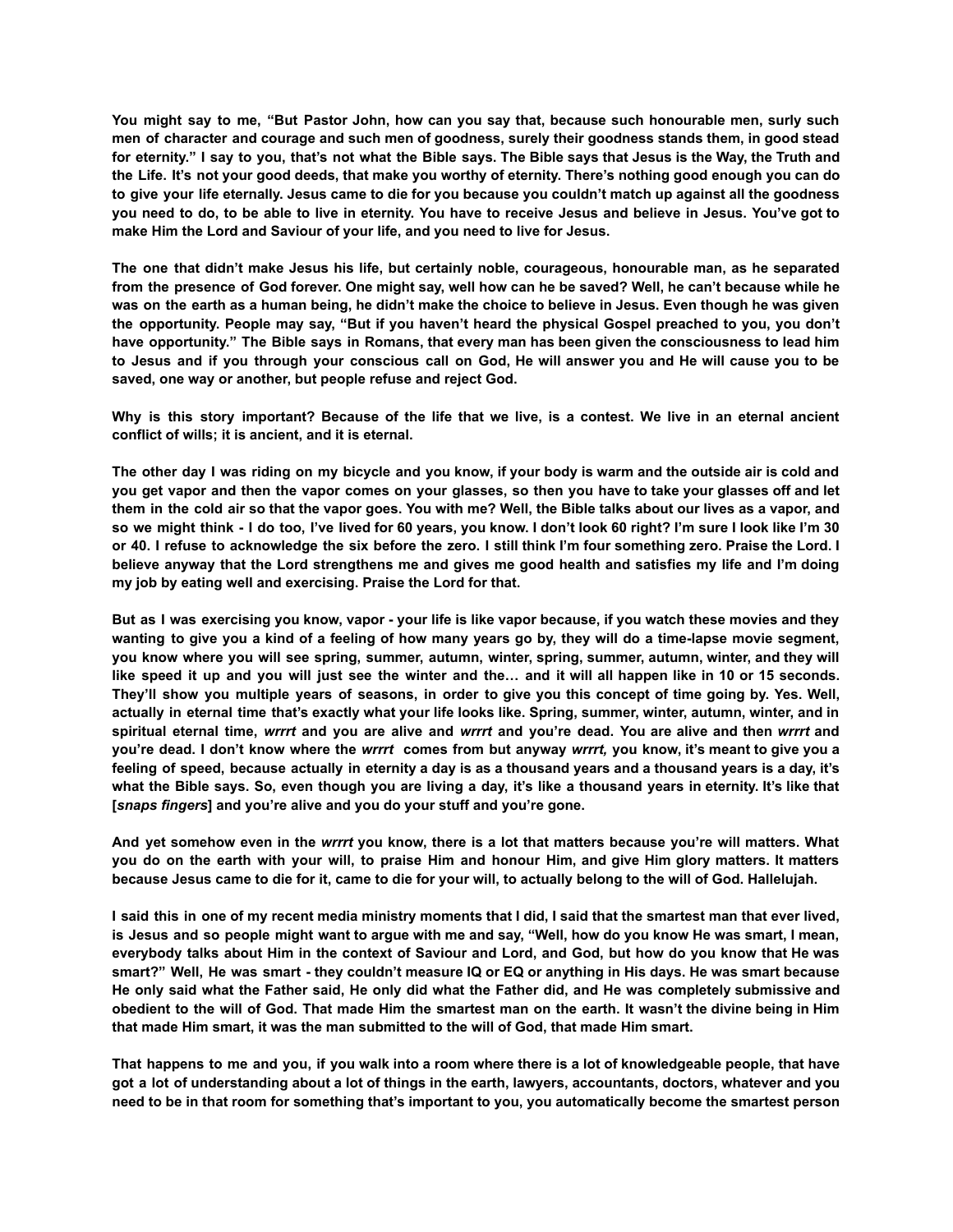**You might say to me, "But Pastor John, how can you say that, because such honourable men, surly such men of character and courage and such men of goodness, surely their goodness stands them, in good stead for eternity." I say to you, that's not what the Bible says. The Bible says that Jesus is the Way, the Truth and the Life. It's not your good deeds, that make you worthy of eternity. There's nothing good enough you can do to give your life eternally. Jesus came to die for you because you couldn't match up against all the goodness you need to do, to be able to live in eternity. You have to receive Jesus and believe in Jesus. You've got to make Him the Lord and Saviour of your life, and you need to live for Jesus.**

**The one that didn't make Jesus his life, but certainly noble, courageous, honourable man, as he separated from the presence of God forever. One might say, well how can he be saved? Well, he can't because while he was on the earth as a human being, he didn't make the choice to believe in Jesus. Even though he was given the opportunity. People may say, "But if you haven't heard the physical Gospel preached to you, you don't have opportunity." The Bible says in Romans, that every man has been given the consciousness to lead him to Jesus and if you through your conscious call on God, He will answer you and He will cause you to be saved, one way or another, but people refuse and reject God.**

**Why is this story important? Because of the life that we live, is a contest. We live in an eternal ancient conflict of wills; it is ancient, and it is eternal.**

**The other day I was riding on my bicycle and you know, if your body is warm and the outside air is cold and you get vapor and then the vapor comes on your glasses, so then you have to take your glasses off and let them in the cold air so that the vapor goes. You with me? Well, the Bible talks about our lives as a vapor, and so we might think - I do too, I've lived for 60 years, you know. I don't look 60 right? I'm sure I look like I'm 30 or 40. I refuse to acknowledge the six before the zero. I still think I'm four something zero. Praise the Lord. I believe anyway that the Lord strengthens me and gives me good health and satisfies my life and I'm doing my job by eating well and exercising. Praise the Lord for that.**

**But as I was exercising you know, vapor - your life is like vapor because, if you watch these movies and they wanting to give you a kind of a feeling of how many years go by, they will do a time-lapse movie segment, you know where you will see spring, summer, autumn, winter, spring, summer, autumn, winter, and they will like speed it up and you will just see the winter and the… and it will all happen like in 10 or 15 seconds. They'll show you multiple years of seasons, in order to give you this concept of time going by. Yes. Well, actually in eternal time that's exactly what your life looks like. Spring, summer, winter, autumn, winter, and in spiritual eternal time, *wrrrt* and you are alive and *wrrrt* and you're dead. You are alive and then *wrrrt* and you're dead. I don't know where the *wrrrt* comes from but anyway *wrrrt,* you know, it's meant to give you a feeling of speed, because actually in eternity a day is as a thousand years and a thousand years is a day, it's what the Bible says. So, even though you are living a day, it's like a thousand years in eternity. It's like that [*snaps fingers*] and you're alive and you do your stuff and you're gone.**

**And yet somehow even in the *wrrrt* you know, there is a lot that matters because you're will matters. What you do on the earth with your will, to praise Him and honour Him, and give Him glory matters. It matters because Jesus came to die for it, came to die for your will, to actually belong to the will of God. Hallelujah.**

**I said this in one of my recent media ministry moments that I did, I said that the smartest man that ever lived, is Jesus and so people might want to argue with me and say, "Well, how do you know He was smart, I mean, everybody talks about Him in the context of Saviour and Lord, and God, but how do you know that He was smart?" Well, He was smart - they couldn't measure IQ or EQ or anything in His days. He was smart because He only said what the Father said, He only did what the Father did, and He was completely submissive and obedient to the will of God. That made Him the smartest man on the earth. It wasn't the divine being in Him that made Him smart, it was the man submitted to the will of God, that made Him smart.**

**That happens to me and you, if you walk into a room where there is a lot of knowledgeable people, that have got a lot of understanding about a lot of things in the earth, lawyers, accountants, doctors, whatever and you need to be in that room for something that's important to you, you automatically become the smartest person**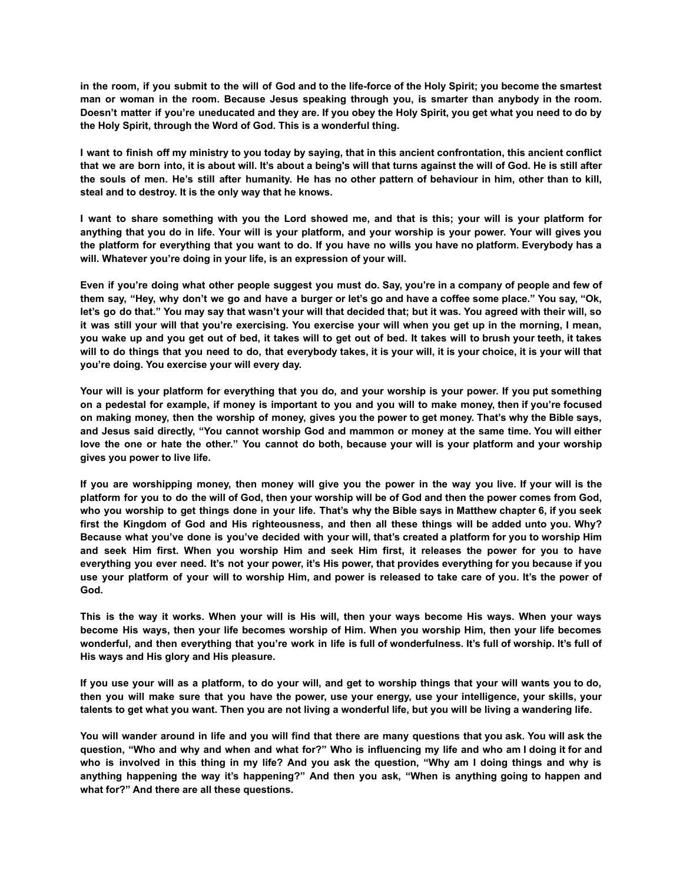**in the room, if you submit to the will of God and to the life-force of the Holy Spirit; you become the smartest man or woman in the room. Because Jesus speaking through you, is smarter than anybody in the room. Doesn't matter if you're uneducated and they are. If you obey the Holy Spirit, you get what you need to do by the Holy Spirit, through the Word of God. This is a wonderful thing.**

**I want to finish off my ministry to you today by saying, that in this ancient confrontation, this ancient conflict that we are born into, it is about will. It's about a being's will that turns against the will of God. He is still after the souls of men. He's still after humanity. He has no other pattern of behaviour in him, other than to kill, steal and to destroy. It is the only way that he knows.**

**I want to share something with you the Lord showed me, and that is this; your will is your platform for anything that you do in life. Your will is your platform, and your worship is your power. Your will gives you the platform for everything that you want to do. If you have no wills you have no platform. Everybody has a will. Whatever you're doing in your life, is an expression of your will.**

**Even if you're doing what other people suggest you must do. Say, you're in a company of people and few of them say, "Hey, why don't we go and have a burger or let's go and have a coffee some place." You say, "Ok, let's go do that." You may say that wasn't your will that decided that; but it was. You agreed with their will, so it was still your will that you're exercising. You exercise your will when you get up in the morning, I mean, you wake up and you get out of bed, it takes will to get out of bed. It takes will to brush your teeth, it takes will to do things that you need to do, that everybody takes, it is your will, it is your choice, it is your will that you're doing. You exercise your will every day.**

**Your will is your platform for everything that you do, and your worship is your power. If you put something on a pedestal for example, if money is important to you and you will to make money, then if you're focused on making money, then the worship of money, gives you the power to get money. That's why the Bible says, and Jesus said directly, "You cannot worship God and mammon or money at the same time. You will either love the one or hate the other." You cannot do both, because your will is your platform and your worship gives you power to live life.**

**If you are worshipping money, then money will give you the power in the way you live. If your will is the platform for you to do the will of God, then your worship will be of God and then the power comes from God, who you worship to get things done in your life. That's why the Bible says in Matthew chapter 6, if you seek first the Kingdom of God and His righteousness, and then all these things will be added unto you. Why? Because what you've done is you've decided with your will, that's created a platform for you to worship Him and seek Him first. When you worship Him and seek Him first, it releases the power for you to have everything you ever need. It's not your power, it's His power, that provides everything for you because if you use your platform of your will to worship Him, and power is released to take care of you. It's the power of God.**

**This is the way it works. When your will is His will, then your ways become His ways. When your ways become His ways, then your life becomes worship of Him. When you worship Him, then your life becomes wonderful, and then everything that you're work in life is full of wonderfulness. It's full of worship. It's full of His ways and His glory and His pleasure.**

**If you use your will as a platform, to do your will, and get to worship things that your will wants you to do, then you will make sure that you have the power, use your energy, use your intelligence, your skills, your talents to get what you want. Then you are not living a wonderful life, but you will be living a wandering life.**

**You will wander around in life and you will find that there are many questions that you ask. You will ask the question, "Who and why and when and what for?" Who is influencing my life and who am I doing it for and who is involved in this thing in my life? And you ask the question, "Why am I doing things and why is anything happening the way it's happening?" And then you ask, "When is anything going to happen and what for?" And there are all these questions.**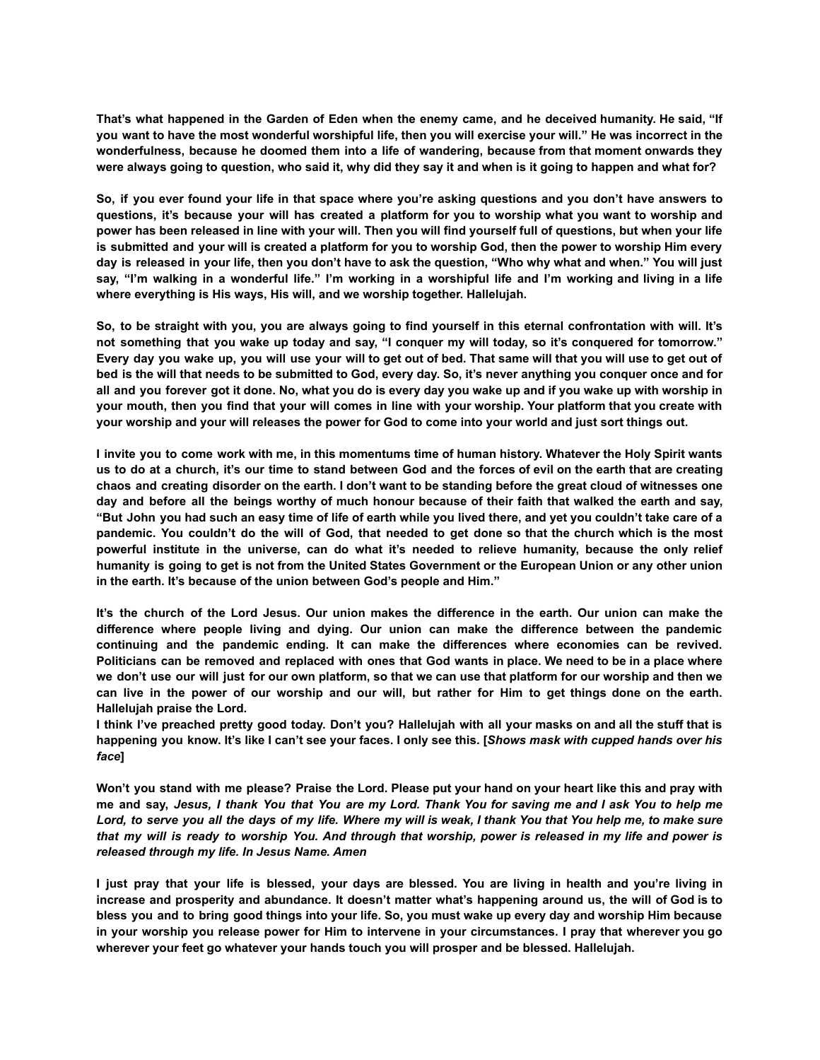**That's what happened in the Garden of Eden when the enemy came, and he deceived humanity. He said, "If you want to have the most wonderful worshipful life, then you will exercise your will." He was incorrect in the wonderfulness, because he doomed them into a life of wandering, because from that moment onwards they were always going to question, who said it, why did they say it and when is it going to happen and what for?**

**So, if you ever found your life in that space where you're asking questions and you don't have answers to questions, it's because your will has created a platform for you to worship what you want to worship and power has been released in line with your will. Then you will find yourself full of questions, but when your life is submitted and your will is created a platform for you to worship God, then the power to worship Him every day is released in your life, then you don't have to ask the question, "Who why what and when." You will just say, "I'm walking in a wonderful life." I'm working in a worshipful life and I'm working and living in a life where everything is His ways, His will, and we worship together. Hallelujah.**

**So, to be straight with you, you are always going to find yourself in this eternal confrontation with will. It's not something that you wake up today and say, "I conquer my will today, so it's conquered for tomorrow." Every day you wake up, you will use your will to get out of bed. That same will that you will use to get out of bed is the will that needs to be submitted to God, every day. So, it's never anything you conquer once and for all and you forever got it done. No, what you do is every day you wake up and if you wake up with worship in your mouth, then you find that your will comes in line with your worship. Your platform that you create with your worship and your will releases the power for God to come into your world and just sort things out.**

**I invite you to come work with me, in this momentums time of human history. Whatever the Holy Spirit wants us to do at a church, it's our time to stand between God and the forces of evil on the earth that are creating chaos and creating disorder on the earth. I don't want to be standing before the great cloud of witnesses one day and before all the beings worthy of much honour because of their faith that walked the earth and say, "But John you had such an easy time of life of earth while you lived there, and yet you couldn't take care of a pandemic. You couldn't do the will of God, that needed to get done so that the church which is the most powerful institute in the universe, can do what it's needed to relieve humanity, because the only relief humanity is going to get is not from the United States Government or the European Union or any other union in the earth. It's because of the union between God's people and Him."**

**It's the church of the Lord Jesus. Our union makes the difference in the earth. Our union can make the difference where people living and dying. Our union can make the difference between the pandemic continuing and the pandemic ending. It can make the differences where economies can be revived. Politicians can be removed and replaced with ones that God wants in place. We need to be in a place where we don't use our will just for our own platform, so that we can use that platform for our worship and then we can live in the power of our worship and our will, but rather for Him to get things done on the earth. Hallelujah praise the Lord.**

**I think I've preached pretty good today. Don't you? Hallelujah with all your masks on and all the stuff that is happening you know. It's like I can't see your faces. I only see this. [*Shows mask with cupped hands over his face*]**

**Won't you stand with me please? Praise the Lord. Please put your hand on your heart like this and pray with me and say, *Jesus, I thank You that You are my Lord. Thank You for saving me and I ask You to help me Lord, to serve you all the days of my life. Where my will is weak, I thank You that You help me, to make sure that my will is ready to worship You. And through that worship, power is released in my life and power is released through my life. In Jesus Name. Amen***

**I just pray that your life is blessed, your days are blessed. You are living in health and you're living in increase and prosperity and abundance. It doesn't matter what's happening around us, the will of God is to bless you and to bring good things into your life. So, you must wake up every day and worship Him because in your worship you release power for Him to intervene in your circumstances. I pray that wherever you go wherever your feet go whatever your hands touch you will prosper and be blessed. Hallelujah.**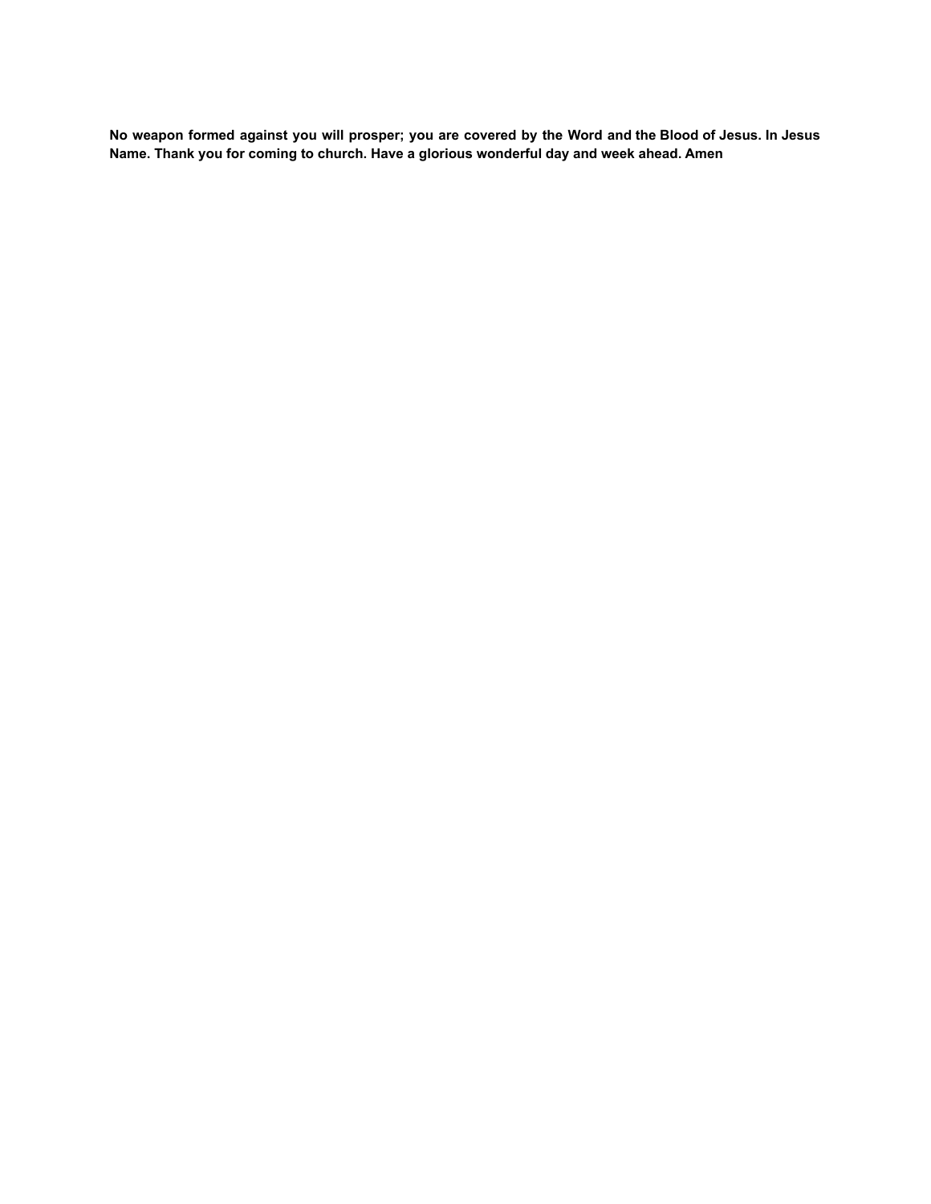**No weapon formed against you will prosper; you are covered by the Word and the Blood of Jesus. In Jesus Name. Thank you for coming to church. Have a glorious wonderful day and week ahead. Amen**